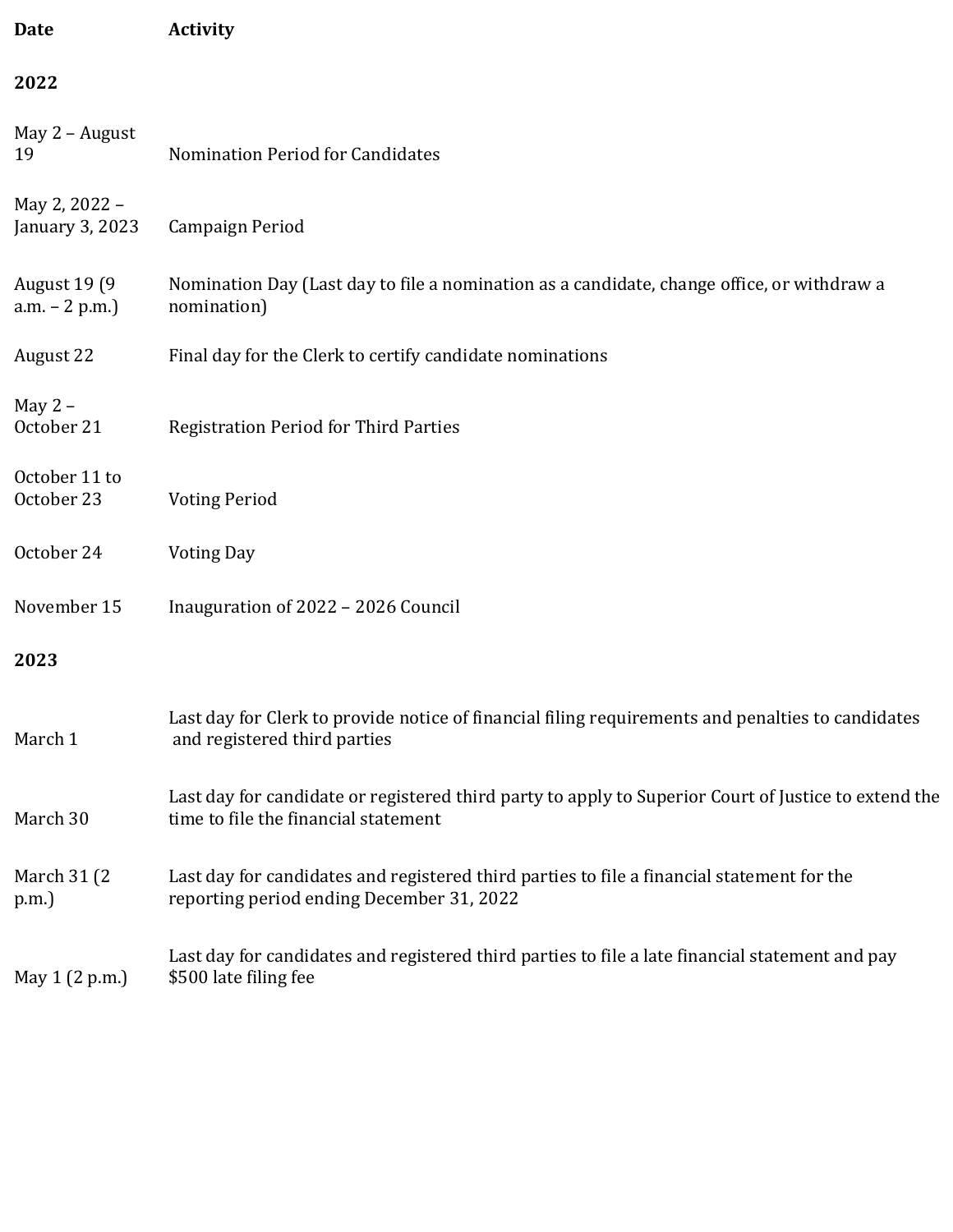| Date | Activity |
| --- | --- |
| **2022** | |
| May 2 – August 19 | Nomination Period for Candidates |
| May 2, 2022 – January 3, 2023 | Campaign Period |
| August 19 (9 a.m. – 2 p.m.) | Nomination Day (Last day to file a nomination as a candidate, change office, or withdraw a nomination) |
| August 22 | Final day for the Clerk to certify candidate nominations |
| May 2 – October 21 | Registration Period for Third Parties |
| October 11 to October 23 | Voting Period |
| October 24 | Voting Day |
| November 15 | Inauguration of 2022 – 2026 Council |
| **2023** | |
| March 1 | Last day for Clerk to provide notice of financial filing requirements and penalties to candidates and registered third parties |
| March 30 | Last day for candidate or registered third party to apply to Superior Court of Justice to extend the time to file the financial statement |
| March 31 (2 p.m.) | Last day for candidates and registered third parties to file a financial statement for the reporting period ending December 31, 2022 |
| May 1 (2 p.m.) | Last day for candidates and registered third parties to file a late financial statement and pay $500 late filing fee |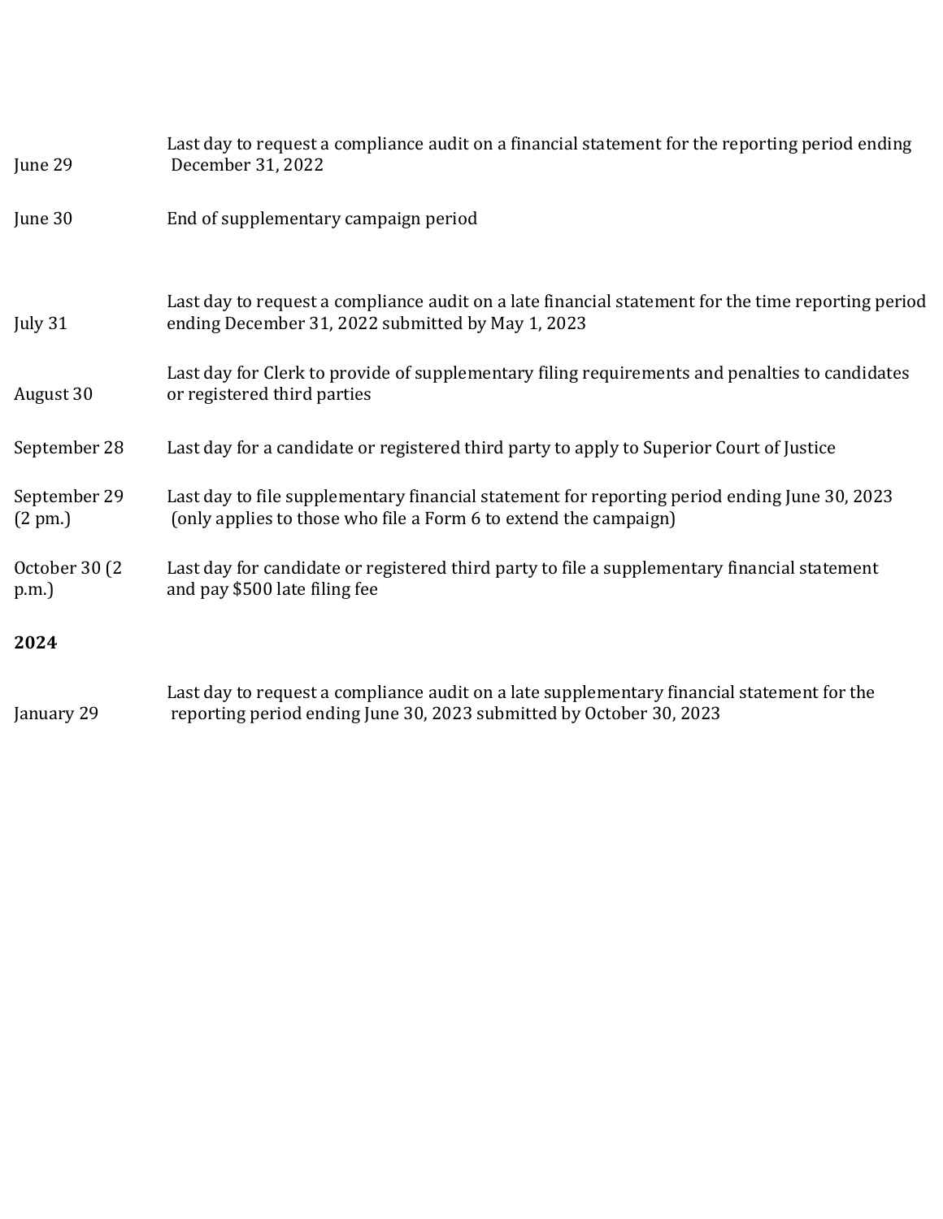| | |
|---|---|
| June 29 | Last day to request a compliance audit on a financial statement for the reporting period ending December 31, 2022 |
| June 30 | End of supplementary campaign period |
| July 31 | Last day to request a compliance audit on a late financial statement for the time reporting period ending December 31, 2022 submitted by May 1, 2023 |
| August 30 | Last day for Clerk to provide of supplementary filing requirements and penalties to candidates or registered third parties |
| September 28 | Last day for a candidate or registered third party to apply to Superior Court of Justice |
| September 29 (2 pm.) | Last day to file supplementary financial statement for reporting period ending June 30, 2023 (only applies to those who file a Form 6 to extend the campaign) |
| October 30 (2 p.m.) | Last day for candidate or registered third party to file a supplementary financial statement and pay $500 late filing fee |

**2024**

| | |
|---|---|
| January 29 | Last day to request a compliance audit on a late supplementary financial statement for the reporting period ending June 30, 2023 submitted by October 30, 2023 |